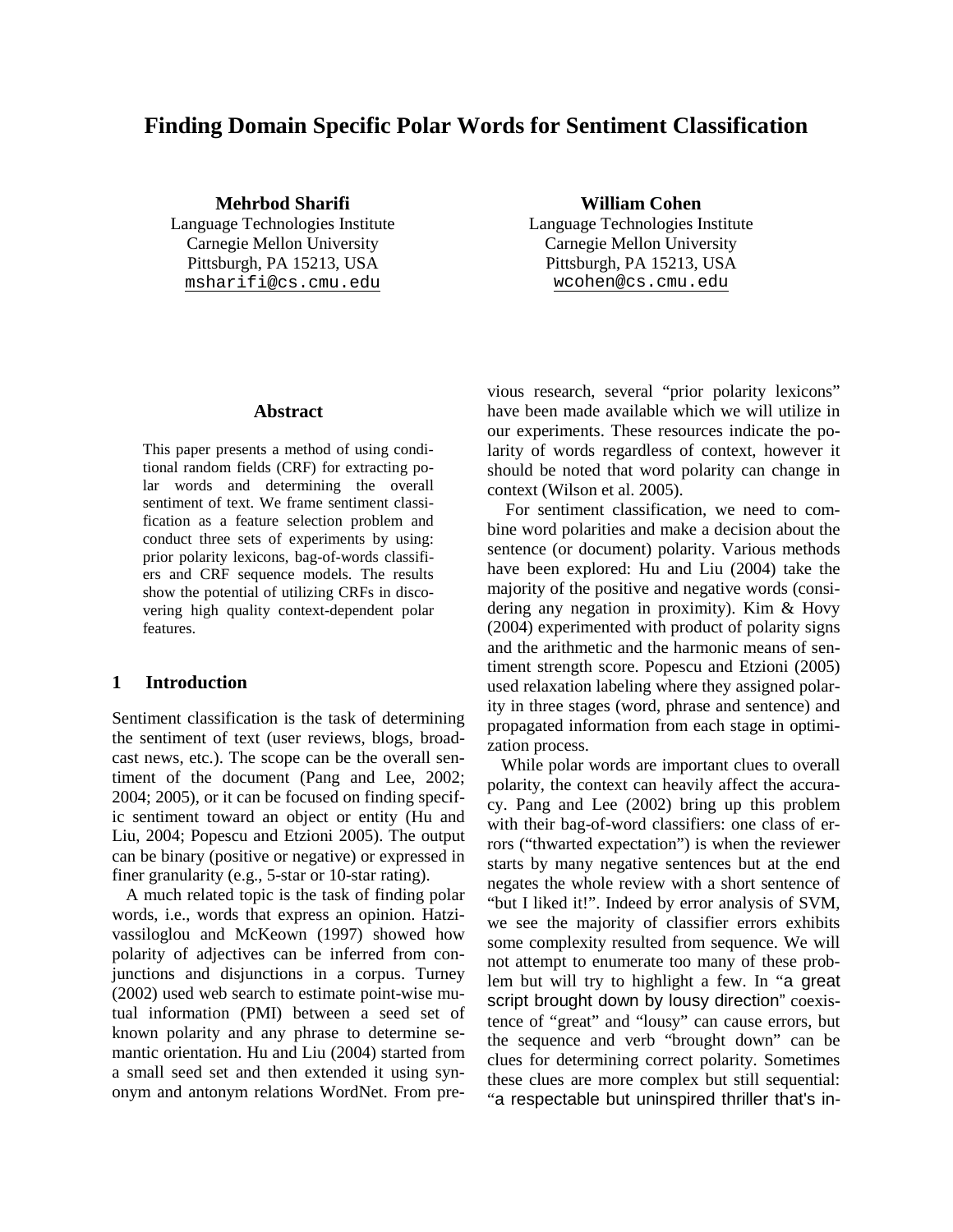# Finding Domain Specific Polar Words for Sentiment Classification

**Mehrbod Sharifi**
Language Technologies Institute
Carnegie Mellon University
Pittsburgh, PA 15213, USA
msharifi@cs.cmu.edu

**William Cohen**
Language Technologies Institute
Carnegie Mellon University
Pittsburgh, PA 15213, USA
wcohen@cs.cmu.edu

## Abstract

This paper presents a method of using conditional random fields (CRF) for extracting polar words and determining the overall sentiment of text. We frame sentiment classification as a feature selection problem and conduct three sets of experiments by using: prior polarity lexicons, bag-of-words classifiers and CRF sequence models. The results show the potential of utilizing CRFs in discovering high quality context-dependent polar features.

## 1 Introduction

Sentiment classification is the task of determining the sentiment of text (user reviews, blogs, broadcast news, etc.). The scope can be the overall sentiment of the document (Pang and Lee, 2002; 2004; 2005), or it can be focused on finding specific sentiment toward an object or entity (Hu and Liu, 2004; Popescu and Etzioni 2005). The output can be binary (positive or negative) or expressed in finer granularity (e.g., 5-star or 10-star rating).

A much related topic is the task of finding polar words, i.e., words that express an opinion. Hatzivassiloglou and McKeown (1997) showed how polarity of adjectives can be inferred from conjunctions and disjunctions in a corpus. Turney (2002) used web search to estimate point-wise mutual information (PMI) between a seed set of known polarity and any phrase to determine semantic orientation. Hu and Liu (2004) started from a small seed set and then extended it using synonym and antonym relations WordNet. From previous research, several "prior polarity lexicons" have been made available which we will utilize in our experiments. These resources indicate the polarity of words regardless of context, however it should be noted that word polarity can change in context (Wilson et al. 2005).

For sentiment classification, we need to combine word polarities and make a decision about the sentence (or document) polarity. Various methods have been explored: Hu and Liu (2004) take the majority of the positive and negative words (considering any negation in proximity). Kim & Hovy (2004) experimented with product of polarity signs and the arithmetic and the harmonic means of sentiment strength score. Popescu and Etzioni (2005) used relaxation labeling where they assigned polarity in three stages (word, phrase and sentence) and propagated information from each stage in optimization process.

While polar words are important clues to overall polarity, the context can heavily affect the accuracy. Pang and Lee (2002) bring up this problem with their bag-of-word classifiers: one class of errors ("thwarted expectation") is when the reviewer starts by many negative sentences but at the end negates the whole review with a short sentence of "but I liked it!". Indeed by error analysis of SVM, we see the majority of classifier errors exhibits some complexity resulted from sequence. We will not attempt to enumerate too many of these problem but will try to highlight a few. In "a great script brought down by lousy direction" coexistence of "great" and "lousy" can cause errors, but the sequence and verb "brought down" can be clues for determining correct polarity. Sometimes these clues are more complex but still sequential: "a respectable but uninspired thriller that's in-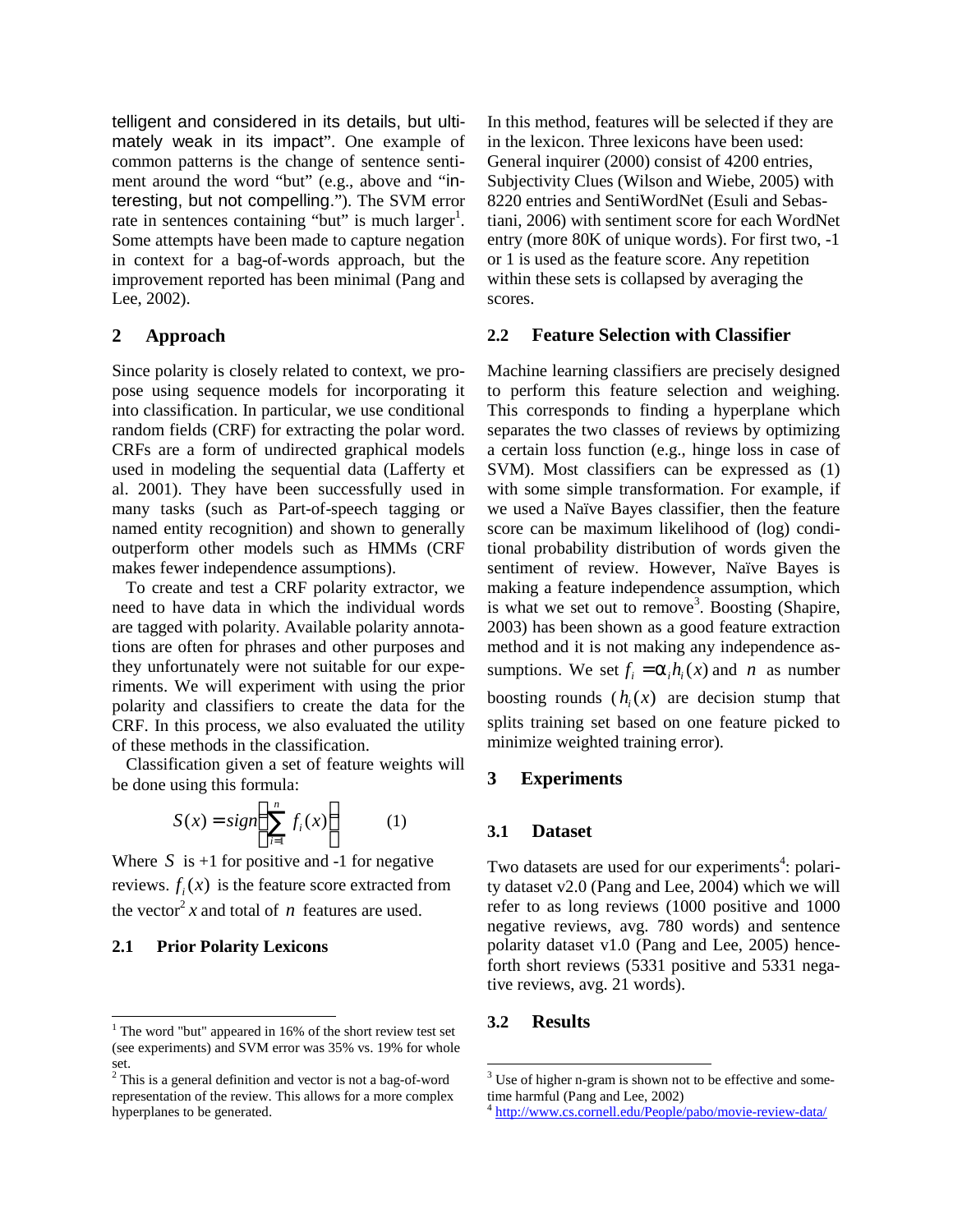telligent and considered in its details, but ultimately weak in its impact". One example of common patterns is the change of sentence sentiment around the word "but" (e.g., above and "interesting, but not compelling."). The SVM error rate in sentences containing "but" is much larger[1]. Some attempts have been made to capture negation in context for a bag-of-words approach, but the improvement reported has been minimal (Pang and Lee, 2002).

## 2 Approach

Since polarity is closely related to context, we propose using sequence models for incorporating it into classification. In particular, we use conditional random fields (CRF) for extracting the polar word. CRFs are a form of undirected graphical models used in modeling the sequential data (Lafferty et al. 2001). They have been successfully used in many tasks (such as Part-of-speech tagging or named entity recognition) and shown to generally outperform other models such as HMMs (CRF makes fewer independence assumptions).

To create and test a CRF polarity extractor, we need to have data in which the individual words are tagged with polarity. Available polarity annotations are often for phrases and other purposes and they unfortunately were not suitable for our experiments. We will experiment with using the prior polarity and classifiers to create the data for the CRF. In this process, we also evaluated the utility of these methods in the classification.

Classification given a set of feature weights will be done using this formula:

$$S(x) = sign\left(\sum_{i=1}^{n} f_i(x)\right) \qquad (1)$$

Where $S$ is +1 for positive and -1 for negative reviews. $f_i(x)$ is the feature score extracted from the vector[2] $x$ and total of $n$ features are used.

### 2.1 Prior Polarity Lexicons

In this method, features will be selected if they are in the lexicon. Three lexicons have been used: General inquirer (2000) consist of 4200 entries, Subjectivity Clues (Wilson and Wiebe, 2005) with 8220 entries and SentiWordNet (Esuli and Sebastiani, 2006) with sentiment score for each WordNet entry (more 80K of unique words). For first two, -1 or 1 is used as the feature score. Any repetition within these sets is collapsed by averaging the scores.

### 2.2 Feature Selection with Classifier

Machine learning classifiers are precisely designed to perform this feature selection and weighing. This corresponds to finding a hyperplane which separates the two classes of reviews by optimizing a certain loss function (e.g., hinge loss in case of SVM). Most classifiers can be expressed as (1) with some simple transformation. For example, if we used a Naïve Bayes classifier, then the feature score can be maximum likelihood of (log) conditional probability distribution of words given the sentiment of review. However, Naïve Bayes is making a feature independence assumption, which is what we set out to remove[3]. Boosting (Shapire, 2003) has been shown as a good feature extraction method and it is not making any independence assumptions. We set $f_i = \alpha_i h_i(x)$ and $n$ as number boosting rounds ($h_i(x)$ are decision stump that splits training set based on one feature picked to minimize weighted training error).

## 3 Experiments

### 3.1 Dataset

Two datasets are used for our experiments[4]: polarity dataset v2.0 (Pang and Lee, 2004) which we will refer to as long reviews (1000 positive and 1000 negative reviews, avg. 780 words) and sentence polarity dataset v1.0 (Pang and Lee, 2005) henceforth short reviews (5331 positive and 5331 negative reviews, avg. 21 words).

### 3.2 Results

---

[1] The word "but" appeared in 16% of the short review test set (see experiments) and SVM error was 35% vs. 19% for whole set.

[2] This is a general definition and vector is not a bag-of-word representation of the review. This allows for a more complex hyperplanes to be generated.

[3] Use of higher n-gram is shown not to be effective and sometime harmful (Pang and Lee, 2002)

[4] http://www.cs.cornell.edu/People/pabo/movie-review-data/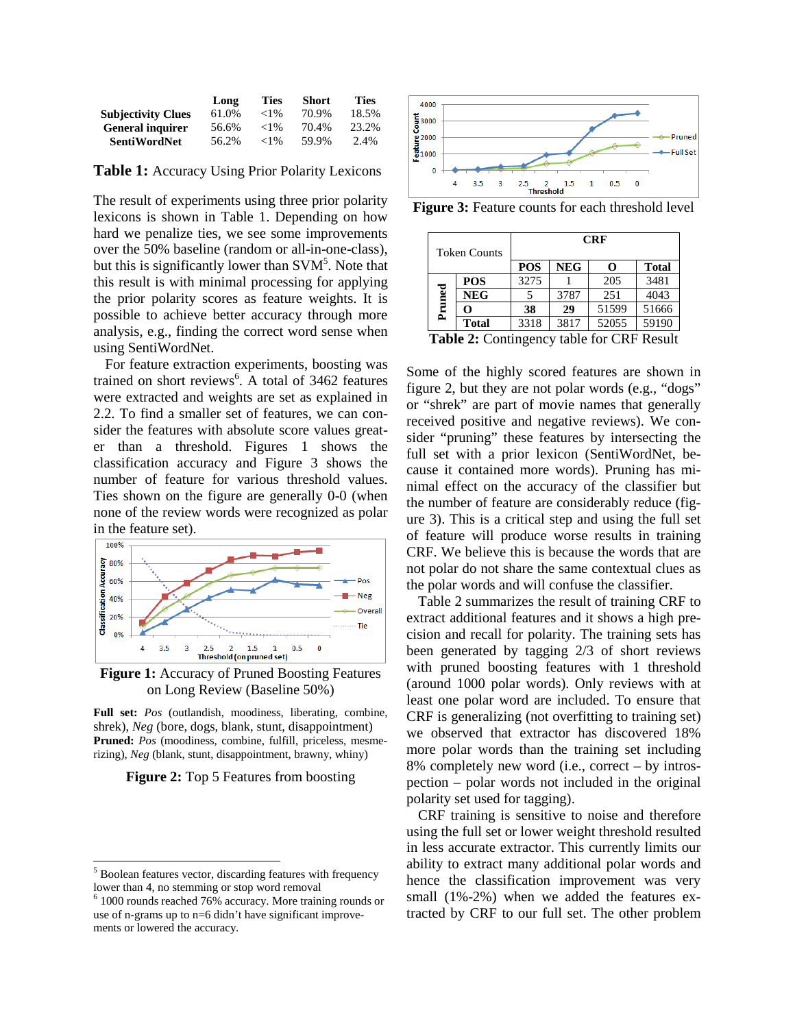| | Long | Ties | Short | Ties |
|---|---|---|---|---|
| **Subjectivity Clues** | 61.0% | <1% | 70.9% | 18.5% |
| **General inquirer** | 56.6% | <1% | 70.4% | 23.2% |
| **SentiWordNet** | 56.2% | <1% | 59.9% | 2.4% |

**Table 1:** Accuracy Using Prior Polarity Lexicons

The result of experiments using three prior polarity lexicons is shown in Table 1. Depending on how hard we penalize ties, we see some improvements over the 50% baseline (random or all-in-one-class), but this is significantly lower than SVM[5]. Note that this result is with minimal processing for applying the prior polarity scores as feature weights. It is possible to achieve better accuracy through more analysis, e.g., finding the correct word sense when using SentiWordNet.

For feature extraction experiments, boosting was trained on short reviews[6]. A total of 3462 features were extracted and weights are set as explained in 2.2. To find a smaller set of features, we can consider the features with absolute score values greater than a threshold. Figures 1 shows the classification accuracy and Figure 3 shows the number of feature for various threshold values. Ties shown on the figure are generally 0-0 (when none of the review words were recognized as polar in the feature set).

**Figure 1:** Accuracy of Pruned Boosting Features on Long Review (Baseline 50%)

**Full set:** *Pos* (outlandish, moodiness, liberating, combine, shrek), *Neg* (bore, dogs, blank, stunt, disappointment)
**Pruned:** *Pos* (moodiness, combine, fulfill, priceless, mesmerizing), *Neg* (blank, stunt, disappointment, brawny, whiny)

**Figure 2:** Top 5 Features from boosting

**Figure 3:** Feature counts for each threshold level

| Token Counts | | CRF | | | |
|---|---|---|---|---|---|
| | | **POS** | **NEG** | **O** | **Total** |
| Pruned | **POS** | 3275 | 1 | 205 | 3481 |
| | **NEG** | 5 | 3787 | 251 | 4043 |
| | **O** | **38** | **29** | 51599 | 51666 |
| | **Total** | 3318 | 3817 | 52055 | 59190 |

**Table 2:** Contingency table for CRF Result

Some of the highly scored features are shown in figure 2, but they are not polar words (e.g., "dogs" or "shrek" are part of movie names that generally received positive and negative reviews). We consider "pruning" these features by intersecting the full set with a prior lexicon (SentiWordNet, because it contained more words). Pruning has minimal effect on the accuracy of the classifier but the number of feature are considerably reduce (figure 3). This is a critical step and using the full set of feature will produce worse results in training CRF. We believe this is because the words that are not polar do not share the same contextual clues as the polar words and will confuse the classifier.

Table 2 summarizes the result of training CRF to extract additional features and it shows a high precision and recall for polarity. The training sets has been generated by tagging 2/3 of short reviews with pruned boosting features with 1 threshold (around 1000 polar words). Only reviews with at least one polar word are included. To ensure that CRF is generalizing (not overfitting to training set) we observed that extractor has discovered 18% more polar words than the training set including 8% completely new word (i.e., correct – by introspection – polar words not included in the original polarity set used for tagging).

CRF training is sensitive to noise and therefore using the full set or lower weight threshold resulted in less accurate extractor. This currently limits our ability to extract many additional polar words and hence the classification improvement was very small (1%-2%) when we added the features extracted by CRF to our full set. The other problem

[5] Boolean features vector, discarding features with frequency lower than 4, no stemming or stop word removal

[6] 1000 rounds reached 76% accuracy. More training rounds or use of n-grams up to n=6 didn't have significant improvements or lowered the accuracy.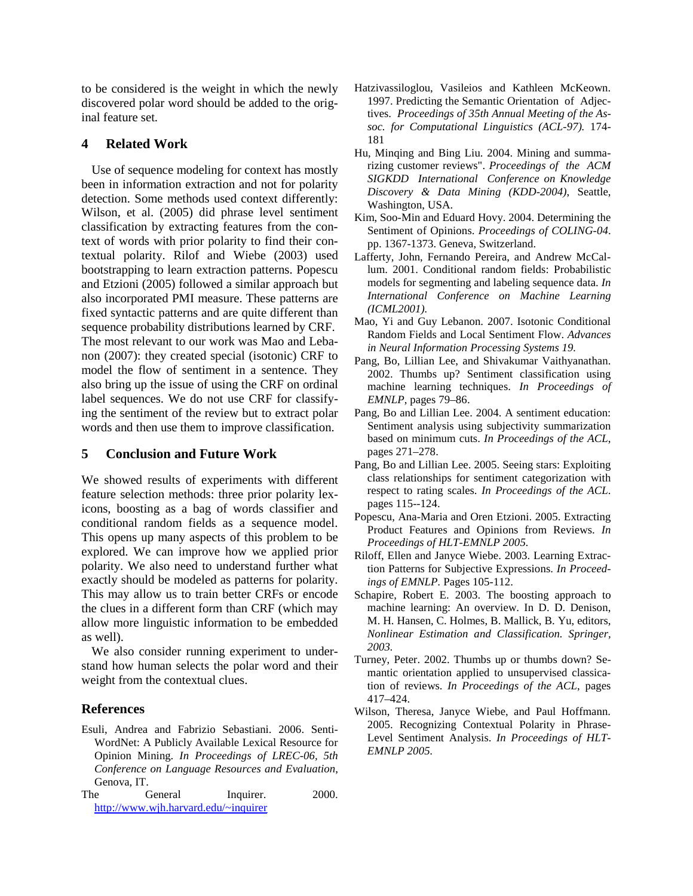to be considered is the weight in which the newly discovered polar word should be added to the original feature set.

## 4 Related Work

Use of sequence modeling for context has mostly been in information extraction and not for polarity detection. Some methods used context differently: Wilson, et al. (2005) did phrase level sentiment classification by extracting features from the context of words with prior polarity to find their contextual polarity. Rilof and Wiebe (2003) used bootstrapping to learn extraction patterns. Popescu and Etzioni (2005) followed a similar approach but also incorporated PMI measure. These patterns are fixed syntactic patterns and are quite different than sequence probability distributions learned by CRF. The most relevant to our work was Mao and Lebanon (2007): they created special (isotonic) CRF to model the flow of sentiment in a sentence. They also bring up the issue of using the CRF on ordinal label sequences. We do not use CRF for classifying the sentiment of the review but to extract polar words and then use them to improve classification.

## 5 Conclusion and Future Work

We showed results of experiments with different feature selection methods: three prior polarity lexicons, boosting as a bag of words classifier and conditional random fields as a sequence model. This opens up many aspects of this problem to be explored. We can improve how we applied prior polarity. We also need to understand further what exactly should be modeled as patterns for polarity. This may allow us to train better CRFs or encode the clues in a different form than CRF (which may allow more linguistic information to be embedded as well).

We also consider running experiment to understand how human selects the polar word and their weight from the contextual clues.

## References

Esuli, Andrea and Fabrizio Sebastiani. 2006. SentiWordNet: A Publicly Available Lexical Resource for Opinion Mining. *In Proceedings of LREC-06, 5th Conference on Language Resources and Evaluation*, Genova, IT.

The General Inquirer. 2000. http://www.wjh.harvard.edu/~inquirer

Hatzivassiloglou, Vasileios and Kathleen McKeown. 1997. Predicting the Semantic Orientation of Adjectives. *Proceedings of 35th Annual Meeting of the Assoc. for Computational Linguistics (ACL-97).* 174-181

Hu, Minqing and Bing Liu. 2004. Mining and summarizing customer reviews". *Proceedings of the ACM SIGKDD International Conference on Knowledge Discovery & Data Mining (KDD-2004)*, Seattle, Washington, USA.

Kim, Soo-Min and Eduard Hovy. 2004. Determining the Sentiment of Opinions. *Proceedings of COLING-04*. pp. 1367-1373. Geneva, Switzerland.

Lafferty, John, Fernando Pereira, and Andrew McCallum. 2001. Conditional random fields: Probabilistic models for segmenting and labeling sequence data. *In International Conference on Machine Learning (ICML2001).*

Mao, Yi and Guy Lebanon. 2007. Isotonic Conditional Random Fields and Local Sentiment Flow. *Advances in Neural Information Processing Systems 19.*

Pang, Bo, Lillian Lee, and Shivakumar Vaithyanathan. 2002. Thumbs up? Sentiment classification using machine learning techniques. *In Proceedings of EMNLP*, pages 79–86.

Pang, Bo and Lillian Lee. 2004. A sentiment education: Sentiment analysis using subjectivity summarization based on minimum cuts. *In Proceedings of the ACL*, pages 271–278.

Pang, Bo and Lillian Lee. 2005. Seeing stars: Exploiting class relationships for sentiment categorization with respect to rating scales. *In Proceedings of the ACL*. pages 115--124.

Popescu, Ana-Maria and Oren Etzioni. 2005. Extracting Product Features and Opinions from Reviews. *In Proceedings of HLT-EMNLP 2005.*

Riloff, Ellen and Janyce Wiebe. 2003. Learning Extraction Patterns for Subjective Expressions. *In Proceedings of EMNLP*. Pages 105-112.

Schapire, Robert E. 2003. The boosting approach to machine learning: An overview. In D. D. Denison, M. H. Hansen, C. Holmes, B. Mallick, B. Yu, editors, *Nonlinear Estimation and Classification. Springer, 2003.*

Turney, Peter. 2002. Thumbs up or thumbs down? Semantic orientation applied to unsupervised classication of reviews. *In Proceedings of the ACL*, pages 417–424.

Wilson, Theresa, Janyce Wiebe, and Paul Hoffmann. 2005. Recognizing Contextual Polarity in Phrase-Level Sentiment Analysis. *In Proceedings of HLT-EMNLP 2005.*